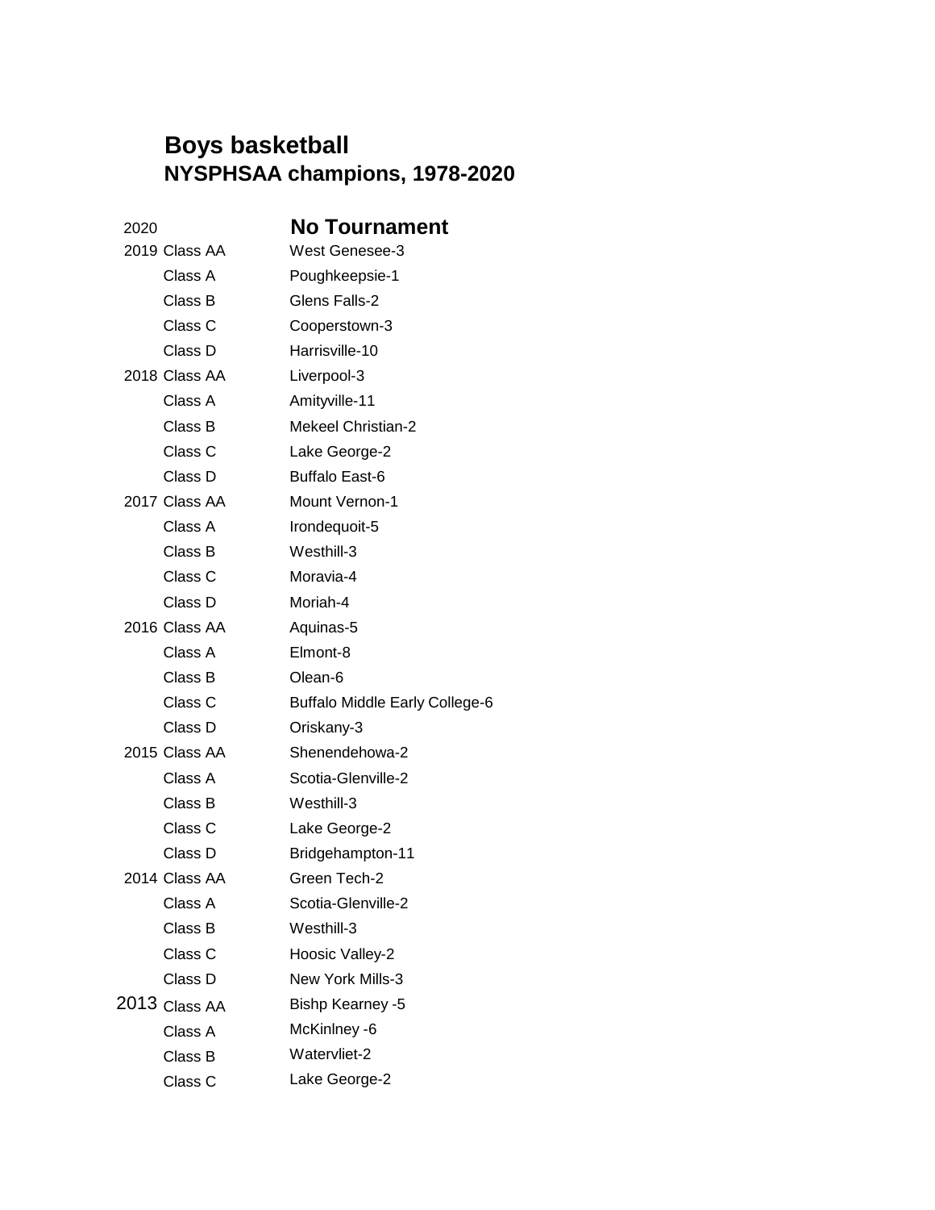# Boys basketball

## NYSPHSAA champions, 1978-2020

| | | |
|---|---|---|
| 2020 | | **No Tournament** |
| 2019 | Class AA | West Genesee-3 |
| | Class A | Poughkeepsie-1 |
| | Class B | Glens Falls-2 |
| | Class C | Cooperstown-3 |
| | Class D | Harrisville-10 |
| 2018 | Class AA | Liverpool-3 |
| | Class A | Amityville-11 |
| | Class B | Mekeel Christian-2 |
| | Class C | Lake George-2 |
| | Class D | Buffalo East-6 |
| 2017 | Class AA | Mount Vernon-1 |
| | Class A | Irondequoit-5 |
| | Class B | Westhill-3 |
| | Class C | Moravia-4 |
| | Class D | Moriah-4 |
| 2016 | Class AA | Aquinas-5 |
| | Class A | Elmont-8 |
| | Class B | Olean-6 |
| | Class C | Buffalo Middle Early College-6 |
| | Class D | Oriskany-3 |
| 2015 | Class AA | Shenendehowa-2 |
| | Class A | Scotia-Glenville-2 |
| | Class B | Westhill-3 |
| | Class C | Lake George-2 |
| | Class D | Bridgehampton-11 |
| 2014 | Class AA | Green Tech-2 |
| | Class A | Scotia-Glenville-2 |
| | Class B | Westhill-3 |
| | Class C | Hoosic Valley-2 |
| | Class D | New York Mills-3 |
| 2013 | Class AA | Bishp Kearney -5 |
| | Class A | McKinlney -6 |
| | Class B | Watervliet-2 |
| | Class C | Lake George-2 |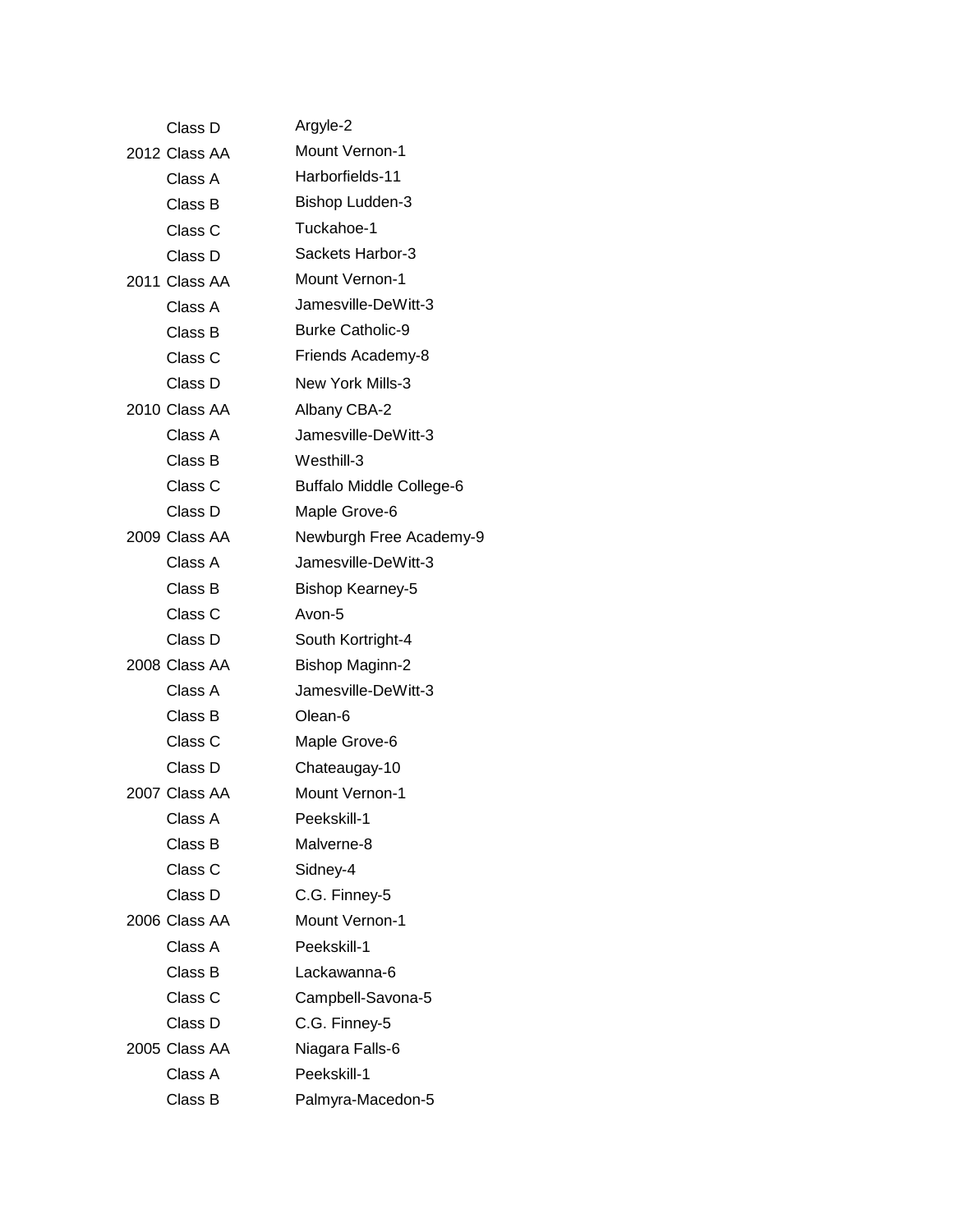| | | |
|---|---|---|
| | Class D | Argyle-2 |
| 2012 | Class AA | Mount Vernon-1 |
| | Class A | Harborfields-11 |
| | Class B | Bishop Ludden-3 |
| | Class C | Tuckahoe-1 |
| | Class D | Sackets Harbor-3 |
| 2011 | Class AA | Mount Vernon-1 |
| | Class A | Jamesville-DeWitt-3 |
| | Class B | Burke Catholic-9 |
| | Class C | Friends Academy-8 |
| | Class D | New York Mills-3 |
| 2010 | Class AA | Albany CBA-2 |
| | Class A | Jamesville-DeWitt-3 |
| | Class B | Westhill-3 |
| | Class C | Buffalo Middle College-6 |
| | Class D | Maple Grove-6 |
| 2009 | Class AA | Newburgh Free Academy-9 |
| | Class A | Jamesville-DeWitt-3 |
| | Class B | Bishop Kearney-5 |
| | Class C | Avon-5 |
| | Class D | South Kortright-4 |
| 2008 | Class AA | Bishop Maginn-2 |
| | Class A | Jamesville-DeWitt-3 |
| | Class B | Olean-6 |
| | Class C | Maple Grove-6 |
| | Class D | Chateaugay-10 |
| 2007 | Class AA | Mount Vernon-1 |
| | Class A | Peekskill-1 |
| | Class B | Malverne-8 |
| | Class C | Sidney-4 |
| | Class D | C.G. Finney-5 |
| 2006 | Class AA | Mount Vernon-1 |
| | Class A | Peekskill-1 |
| | Class B | Lackawanna-6 |
| | Class C | Campbell-Savona-5 |
| | Class D | C.G. Finney-5 |
| 2005 | Class AA | Niagara Falls-6 |
| | Class A | Peekskill-1 |
| | Class B | Palmyra-Macedon-5 |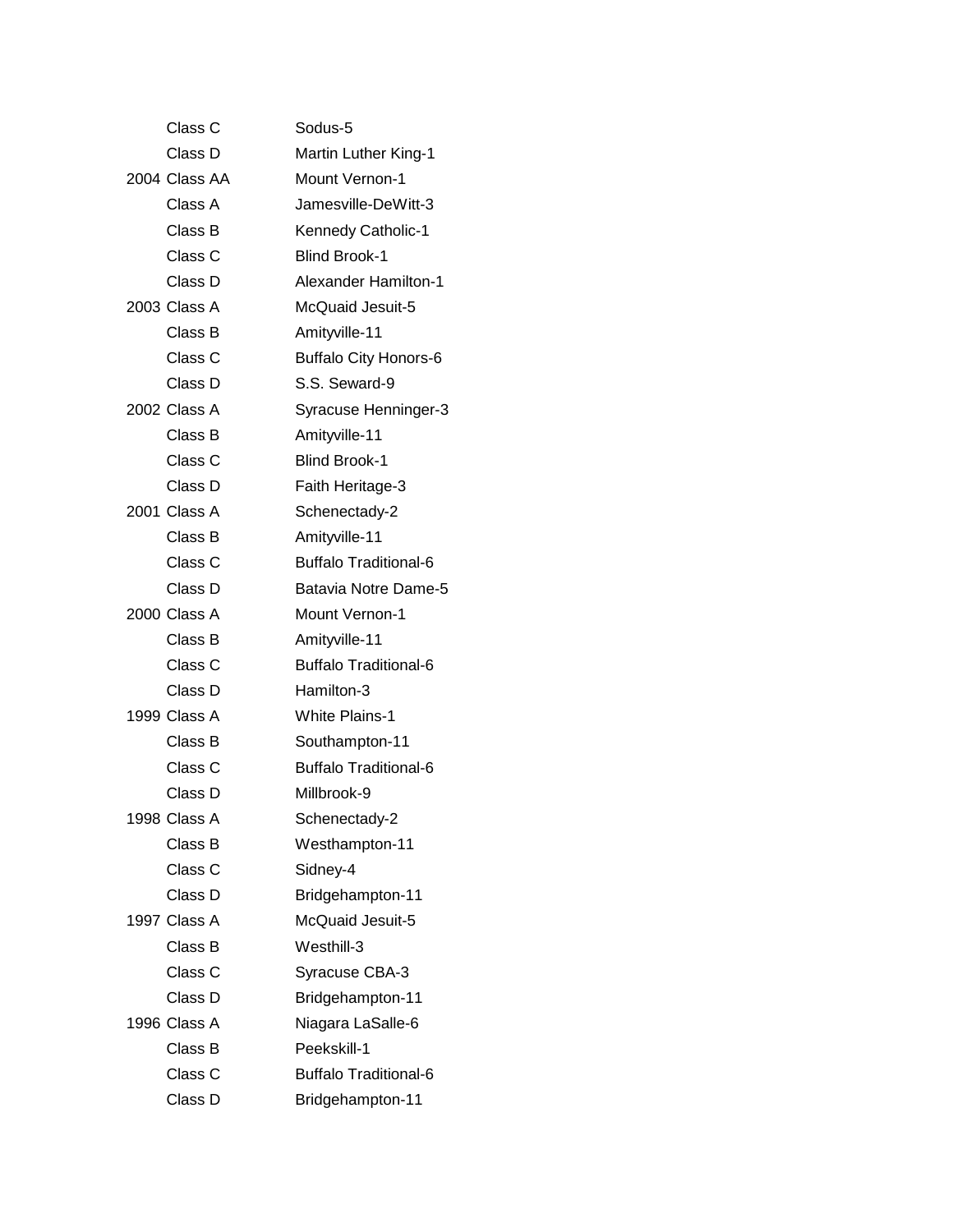| | | |
|---|---|---|
| | Class C | Sodus-5 |
| | Class D | Martin Luther King-1 |
| 2004 | Class AA | Mount Vernon-1 |
| | Class A | Jamesville-DeWitt-3 |
| | Class B | Kennedy Catholic-1 |
| | Class C | Blind Brook-1 |
| | Class D | Alexander Hamilton-1 |
| 2003 | Class A | McQuaid Jesuit-5 |
| | Class B | Amityville-11 |
| | Class C | Buffalo City Honors-6 |
| | Class D | S.S. Seward-9 |
| 2002 | Class A | Syracuse Henninger-3 |
| | Class B | Amityville-11 |
| | Class C | Blind Brook-1 |
| | Class D | Faith Heritage-3 |
| 2001 | Class A | Schenectady-2 |
| | Class B | Amityville-11 |
| | Class C | Buffalo Traditional-6 |
| | Class D | Batavia Notre Dame-5 |
| 2000 | Class A | Mount Vernon-1 |
| | Class B | Amityville-11 |
| | Class C | Buffalo Traditional-6 |
| | Class D | Hamilton-3 |
| 1999 | Class A | White Plains-1 |
| | Class B | Southampton-11 |
| | Class C | Buffalo Traditional-6 |
| | Class D | Millbrook-9 |
| 1998 | Class A | Schenectady-2 |
| | Class B | Westhampton-11 |
| | Class C | Sidney-4 |
| | Class D | Bridgehampton-11 |
| 1997 | Class A | McQuaid Jesuit-5 |
| | Class B | Westhill-3 |
| | Class C | Syracuse CBA-3 |
| | Class D | Bridgehampton-11 |
| 1996 | Class A | Niagara LaSalle-6 |
| | Class B | Peekskill-1 |
| | Class C | Buffalo Traditional-6 |
| | Class D | Bridgehampton-11 |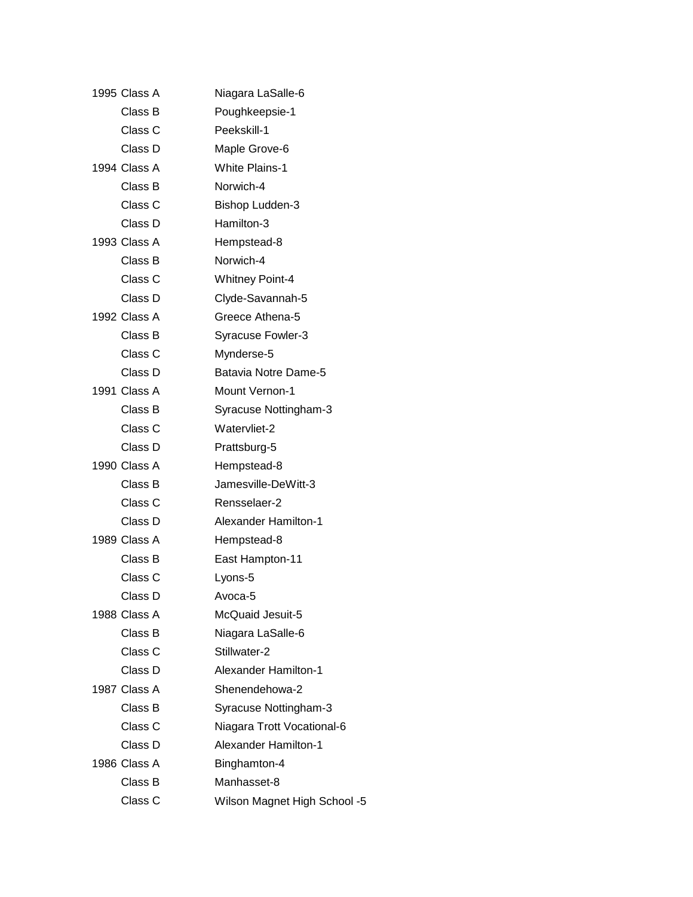| | | |
|---|---|---|
| 1995 | Class A | Niagara LaSalle-6 |
| | Class B | Poughkeepsie-1 |
| | Class C | Peekskill-1 |
| | Class D | Maple Grove-6 |
| 1994 | Class A | White Plains-1 |
| | Class B | Norwich-4 |
| | Class C | Bishop Ludden-3 |
| | Class D | Hamilton-3 |
| 1993 | Class A | Hempstead-8 |
| | Class B | Norwich-4 |
| | Class C | Whitney Point-4 |
| | Class D | Clyde-Savannah-5 |
| 1992 | Class A | Greece Athena-5 |
| | Class B | Syracuse Fowler-3 |
| | Class C | Mynderse-5 |
| | Class D | Batavia Notre Dame-5 |
| 1991 | Class A | Mount Vernon-1 |
| | Class B | Syracuse Nottingham-3 |
| | Class C | Watervliet-2 |
| | Class D | Prattsburg-5 |
| 1990 | Class A | Hempstead-8 |
| | Class B | Jamesville-DeWitt-3 |
| | Class C | Rensselaer-2 |
| | Class D | Alexander Hamilton-1 |
| 1989 | Class A | Hempstead-8 |
| | Class B | East Hampton-11 |
| | Class C | Lyons-5 |
| | Class D | Avoca-5 |
| 1988 | Class A | McQuaid Jesuit-5 |
| | Class B | Niagara LaSalle-6 |
| | Class C | Stillwater-2 |
| | Class D | Alexander Hamilton-1 |
| 1987 | Class A | Shenendehowa-2 |
| | Class B | Syracuse Nottingham-3 |
| | Class C | Niagara Trott Vocational-6 |
| | Class D | Alexander Hamilton-1 |
| 1986 | Class A | Binghamton-4 |
| | Class B | Manhasset-8 |
| | Class C | Wilson Magnet High School -5 |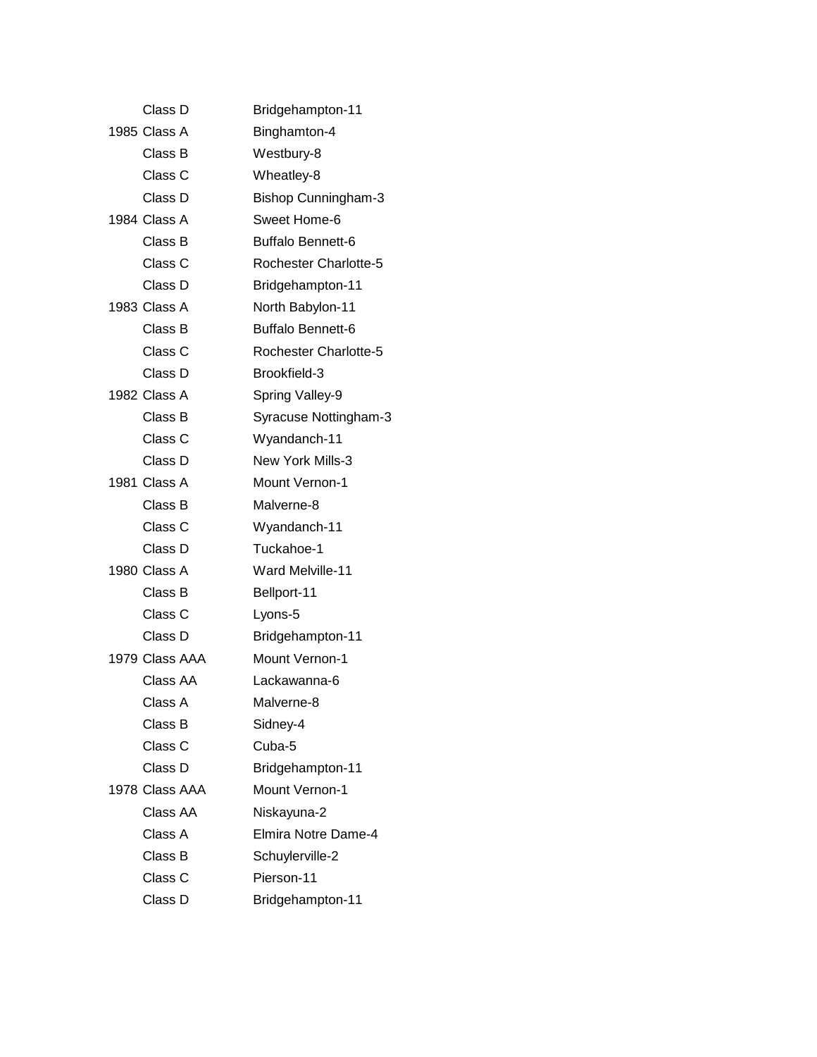| | | |
|---|---|---|
| | Class D | Bridgehampton-11 |
| 1985 | Class A | Binghamton-4 |
| | Class B | Westbury-8 |
| | Class C | Wheatley-8 |
| | Class D | Bishop Cunningham-3 |
| 1984 | Class A | Sweet Home-6 |
| | Class B | Buffalo Bennett-6 |
| | Class C | Rochester Charlotte-5 |
| | Class D | Bridgehampton-11 |
| 1983 | Class A | North Babylon-11 |
| | Class B | Buffalo Bennett-6 |
| | Class C | Rochester Charlotte-5 |
| | Class D | Brookfield-3 |
| 1982 | Class A | Spring Valley-9 |
| | Class B | Syracuse Nottingham-3 |
| | Class C | Wyandanch-11 |
| | Class D | New York Mills-3 |
| 1981 | Class A | Mount Vernon-1 |
| | Class B | Malverne-8 |
| | Class C | Wyandanch-11 |
| | Class D | Tuckahoe-1 |
| 1980 | Class A | Ward Melville-11 |
| | Class B | Bellport-11 |
| | Class C | Lyons-5 |
| | Class D | Bridgehampton-11 |
| 1979 | Class AAA | Mount Vernon-1 |
| | Class AA | Lackawanna-6 |
| | Class A | Malverne-8 |
| | Class B | Sidney-4 |
| | Class C | Cuba-5 |
| | Class D | Bridgehampton-11 |
| 1978 | Class AAA | Mount Vernon-1 |
| | Class AA | Niskayuna-2 |
| | Class A | Elmira Notre Dame-4 |
| | Class B | Schuylerville-2 |
| | Class C | Pierson-11 |
| | Class D | Bridgehampton-11 |